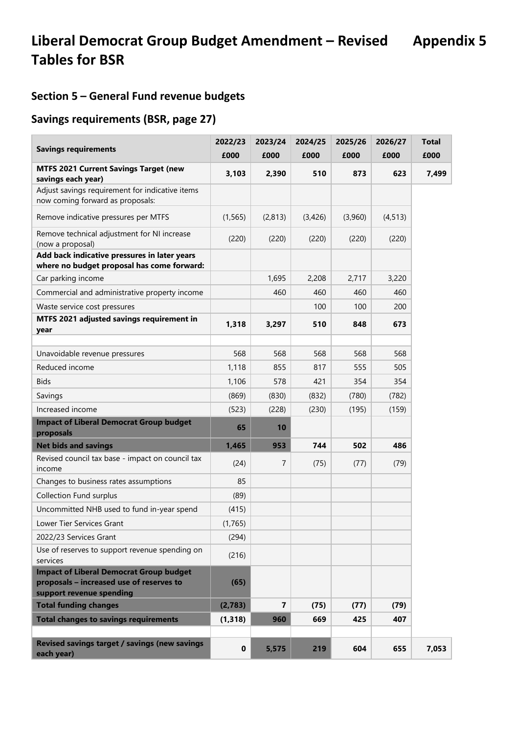# Liberal Democrat Group Budget Amendment – Revised Tables for BSR

**Appendix 5**

## Section 5 – General Fund revenue budgets

## Savings requirements (BSR, page 27)

| **Savings requirements** | **2022/23 £000** | **2023/24 £000** | **2024/25 £000** | **2025/26 £000** | **2026/27 £000** | **Total £000** |
|---|---|---|---|---|---|---|
| **MTFS 2021 Current Savings Target (new savings each year)** | **3,103** | **2,390** | **510** | **873** | **623** | **7,499** |
| Adjust savings requirement for indicative items now coming forward as proposals: | | | | | | |
| Remove indicative pressures per MTFS | (1,565) | (2,813) | (3,426) | (3,960) | (4,513) | |
| Remove technical adjustment for NI increase (now a proposal) | (220) | (220) | (220) | (220) | (220) | |
| **Add back indicative pressures in later years where no budget proposal has come forward:** | | | | | | |
| Car parking income | | 1,695 | 2,208 | 2,717 | 3,220 | |
| Commercial and administrative property income | | 460 | 460 | 460 | 460 | |
| Waste service cost pressures | | | 100 | 100 | 200 | |
| **MTFS 2021 adjusted savings requirement in year** | **1,318** | **3,297** | **510** | **848** | **673** | |
| | | | | | | |
| Unavoidable revenue pressures | 568 | 568 | 568 | 568 | 568 | |
| Reduced income | 1,118 | 855 | 817 | 555 | 505 | |
| Bids | 1,106 | 578 | 421 | 354 | 354 | |
| Savings | (869) | (830) | (832) | (780) | (782) | |
| Increased income | (523) | (228) | (230) | (195) | (159) | |
| **Impact of Liberal Democrat Group budget proposals** | **65** | **10** | | | | |
| **Net bids and savings** | **1,465** | **953** | **744** | **502** | **486** | |
| Revised council tax base - impact on council tax income | (24) | 7 | (75) | (77) | (79) | |
| Changes to business rates assumptions | 85 | | | | | |
| Collection Fund surplus | (89) | | | | | |
| Uncommitted NHB used to fund in-year spend | (415) | | | | | |
| Lower Tier Services Grant | (1,765) | | | | | |
| 2022/23 Services Grant | (294) | | | | | |
| Use of reserves to support revenue spending on services | (216) | | | | | |
| **Impact of Liberal Democrat Group budget proposals – increased use of reserves to support revenue spending** | **(65)** | | | | | |
| **Total funding changes** | **(2,783)** | **7** | **(75)** | **(77)** | **(79)** | |
| **Total changes to savings requirements** | **(1,318)** | **960** | **669** | **425** | **407** | |
| | | | | | | |
| **Revised savings target / savings (new savings each year)** | **0** | **5,575** | **219** | **604** | **655** | **7,053** |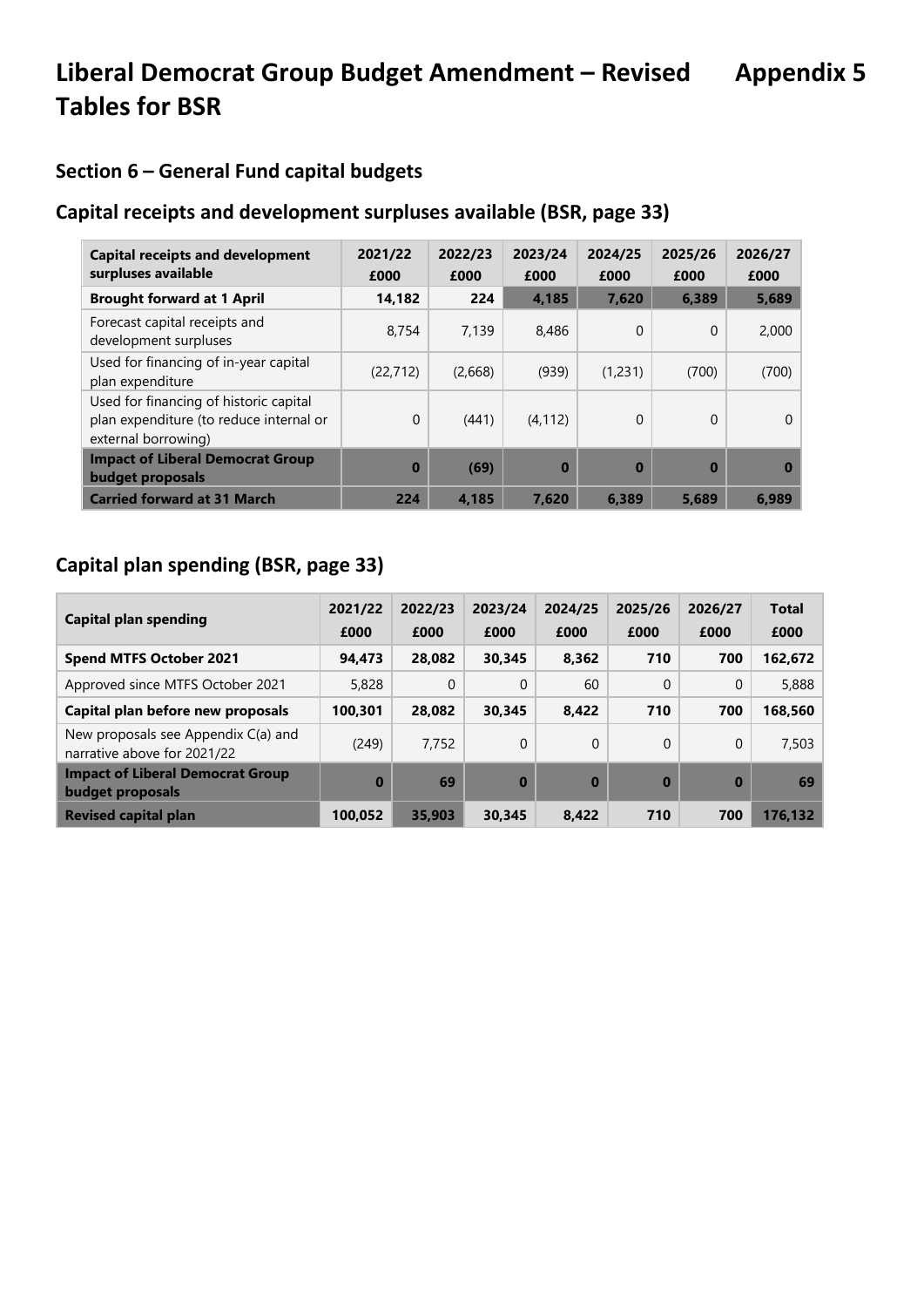# Liberal Democrat Group Budget Amendment – Revised Tables for BSR

**Appendix 5**

## Section 6 – General Fund capital budgets

### Capital receipts and development surpluses available (BSR, page 33)

| Capital receipts and development surpluses available | 2021/22 £000 | 2022/23 £000 | 2023/24 £000 | 2024/25 £000 | 2025/26 £000 | 2026/27 £000 |
|---|---|---|---|---|---|---|
| **Brought forward at 1 April** | **14,182** | **224** | **4,185** | **7,620** | **6,389** | **5,689** |
| Forecast capital receipts and development surpluses | 8,754 | 7,139 | 8,486 | 0 | 0 | 2,000 |
| Used for financing of in-year capital plan expenditure | (22,712) | (2,668) | (939) | (1,231) | (700) | (700) |
| Used for financing of historic capital plan expenditure (to reduce internal or external borrowing) | 0 | (441) | (4,112) | 0 | 0 | 0 |
| **Impact of Liberal Democrat Group budget proposals** | **0** | **(69)** | **0** | **0** | **0** | **0** |
| **Carried forward at 31 March** | **224** | **4,185** | **7,620** | **6,389** | **5,689** | **6,989** |

### Capital plan spending (BSR, page 33)

| Capital plan spending | 2021/22 £000 | 2022/23 £000 | 2023/24 £000 | 2024/25 £000 | 2025/26 £000 | 2026/27 £000 | Total £000 |
|---|---|---|---|---|---|---|---|
| **Spend MTFS October 2021** | **94,473** | **28,082** | **30,345** | **8,362** | **710** | **700** | **162,672** |
| Approved since MTFS October 2021 | 5,828 | 0 | 0 | 60 | 0 | 0 | 5,888 |
| **Capital plan before new proposals** | **100,301** | **28,082** | **30,345** | **8,422** | **710** | **700** | **168,560** |
| New proposals see Appendix C(a) and narrative above for 2021/22 | (249) | 7,752 | 0 | 0 | 0 | 0 | 7,503 |
| **Impact of Liberal Democrat Group budget proposals** | **0** | **69** | **0** | **0** | **0** | **0** | **69** |
| **Revised capital plan** | **100,052** | **35,903** | **30,345** | **8,422** | **710** | **700** | **176,132** |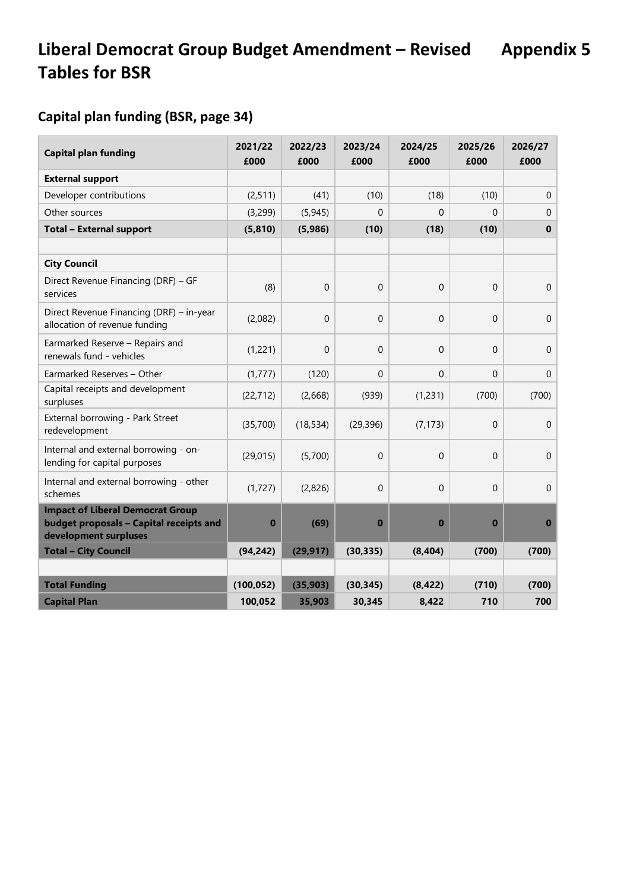# Liberal Democrat Group Budget Amendment – Revised Tables for BSR

# Appendix 5

## Capital plan funding (BSR, page 34)

| Capital plan funding | 2021/22 £000 | 2022/23 £000 | 2023/24 £000 | 2024/25 £000 | 2025/26 £000 | 2026/27 £000 |
|---|---|---|---|---|---|---|
| **External support** | | | | | | |
| Developer contributions | (2,511) | (41) | (10) | (18) | (10) | 0 |
| Other sources | (3,299) | (5,945) | 0 | 0 | 0 | 0 |
| **Total – External support** | **(5,810)** | **(5,986)** | **(10)** | **(18)** | **(10)** | **0** |
| | | | | | | |
| **City Council** | | | | | | |
| Direct Revenue Financing (DRF) – GF services | (8) | 0 | 0 | 0 | 0 | 0 |
| Direct Revenue Financing (DRF) – in-year allocation of revenue funding | (2,082) | 0 | 0 | 0 | 0 | 0 |
| Earmarked Reserve – Repairs and renewals fund - vehicles | (1,221) | 0 | 0 | 0 | 0 | 0 |
| Earmarked Reserves – Other | (1,777) | (120) | 0 | 0 | 0 | 0 |
| Capital receipts and development surpluses | (22,712) | (2,668) | (939) | (1,231) | (700) | (700) |
| External borrowing - Park Street redevelopment | (35,700) | (18,534) | (29,396) | (7,173) | 0 | 0 |
| Internal and external borrowing - on-lending for capital purposes | (29,015) | (5,700) | 0 | 0 | 0 | 0 |
| Internal and external borrowing - other schemes | (1,727) | (2,826) | 0 | 0 | 0 | 0 |
| **Impact of Liberal Democrat Group budget proposals – Capital receipts and development surpluses** | **0** | **(69)** | **0** | **0** | **0** | **0** |
| **Total – City Council** | **(94,242)** | **(29,917)** | **(30,335)** | **(8,404)** | **(700)** | **(700)** |
| | | | | | | |
| **Total Funding** | **(100,052)** | **(35,903)** | **(30,345)** | **(8,422)** | **(710)** | **(700)** |
| **Capital Plan** | **100,052** | **35,903** | **30,345** | **8,422** | **710** | **700** |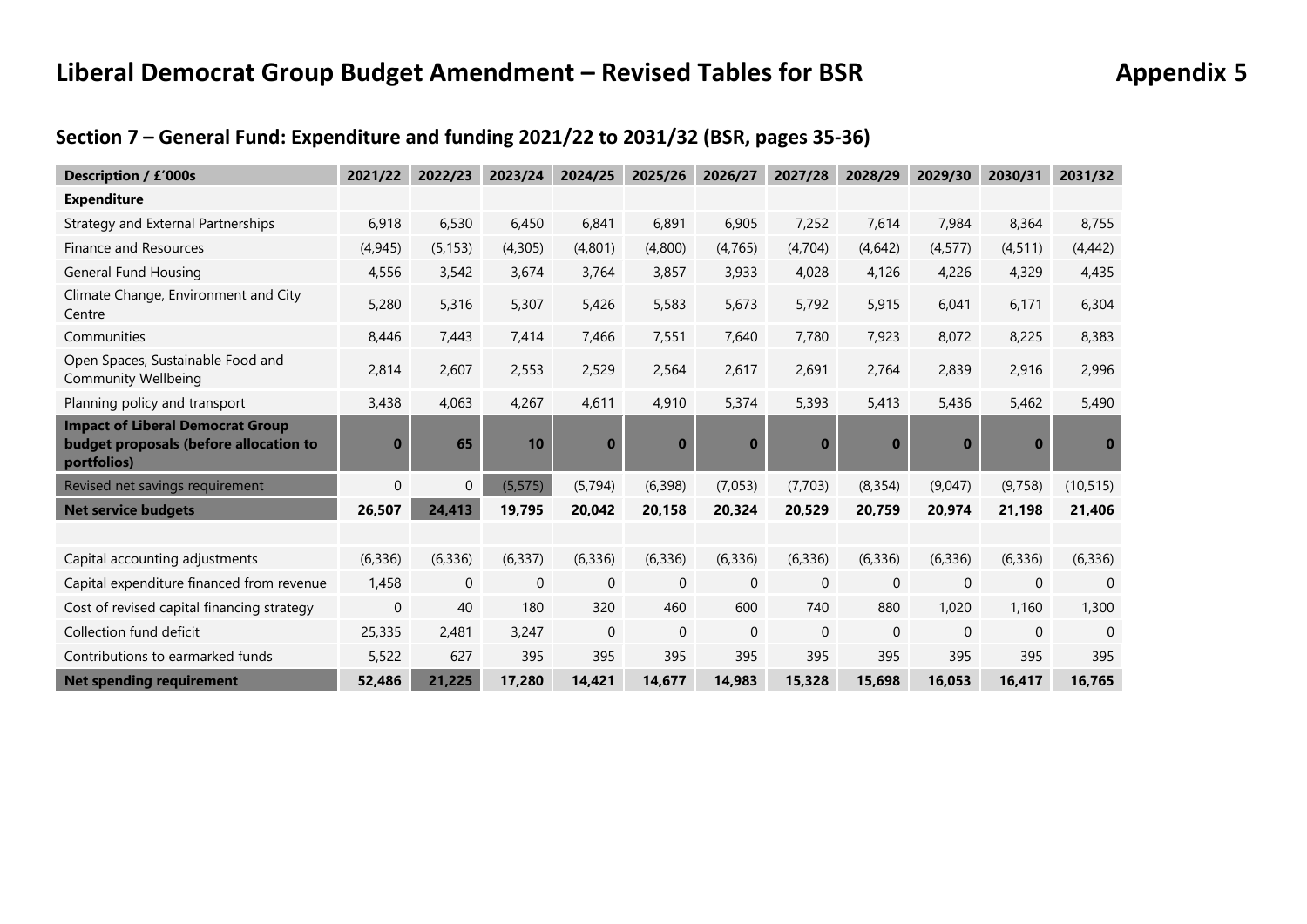# Liberal Democrat Group Budget Amendment – Revised Tables for BSR

**Appendix 5**

## Section 7 – General Fund: Expenditure and funding 2021/22 to 2031/32 (BSR, pages 35-36)

| Description / £'000s | 2021/22 | 2022/23 | 2023/24 | 2024/25 | 2025/26 | 2026/27 | 2027/28 | 2028/29 | 2029/30 | 2030/31 | 2031/32 |
|---|---|---|---|---|---|---|---|---|---|---|---|
| **Expenditure** | | | | | | | | | | | |
| Strategy and External Partnerships | 6,918 | 6,530 | 6,450 | 6,841 | 6,891 | 6,905 | 7,252 | 7,614 | 7,984 | 8,364 | 8,755 |
| Finance and Resources | (4,945) | (5,153) | (4,305) | (4,801) | (4,800) | (4,765) | (4,704) | (4,642) | (4,577) | (4,511) | (4,442) |
| General Fund Housing | 4,556 | 3,542 | 3,674 | 3,764 | 3,857 | 3,933 | 4,028 | 4,126 | 4,226 | 4,329 | 4,435 |
| Climate Change, Environment and City Centre | 5,280 | 5,316 | 5,307 | 5,426 | 5,583 | 5,673 | 5,792 | 5,915 | 6,041 | 6,171 | 6,304 |
| Communities | 8,446 | 7,443 | 7,414 | 7,466 | 7,551 | 7,640 | 7,780 | 7,923 | 8,072 | 8,225 | 8,383 |
| Open Spaces, Sustainable Food and Community Wellbeing | 2,814 | 2,607 | 2,553 | 2,529 | 2,564 | 2,617 | 2,691 | 2,764 | 2,839 | 2,916 | 2,996 |
| Planning policy and transport | 3,438 | 4,063 | 4,267 | 4,611 | 4,910 | 5,374 | 5,393 | 5,413 | 5,436 | 5,462 | 5,490 |
| **Impact of Liberal Democrat Group budget proposals (before allocation to portfolios)** | **0** | **65** | **10** | **0** | **0** | **0** | **0** | **0** | **0** | **0** | **0** |
| Revised net savings requirement | 0 | 0 | (5,575) | (5,794) | (6,398) | (7,053) | (7,703) | (8,354) | (9,047) | (9,758) | (10,515) |
| **Net service budgets** | **26,507** | **24,413** | **19,795** | **20,042** | **20,158** | **20,324** | **20,529** | **20,759** | **20,974** | **21,198** | **21,406** |
| | | | | | | | | | | | |
| Capital accounting adjustments | (6,336) | (6,336) | (6,337) | (6,336) | (6,336) | (6,336) | (6,336) | (6,336) | (6,336) | (6,336) | (6,336) |
| Capital expenditure financed from revenue | 1,458 | 0 | 0 | 0 | 0 | 0 | 0 | 0 | 0 | 0 | 0 |
| Cost of revised capital financing strategy | 0 | 40 | 180 | 320 | 460 | 600 | 740 | 880 | 1,020 | 1,160 | 1,300 |
| Collection fund deficit | 25,335 | 2,481 | 3,247 | 0 | 0 | 0 | 0 | 0 | 0 | 0 | 0 |
| Contributions to earmarked funds | 5,522 | 627 | 395 | 395 | 395 | 395 | 395 | 395 | 395 | 395 | 395 |
| **Net spending requirement** | **52,486** | **21,225** | **17,280** | **14,421** | **14,677** | **14,983** | **15,328** | **15,698** | **16,053** | **16,417** | **16,765** |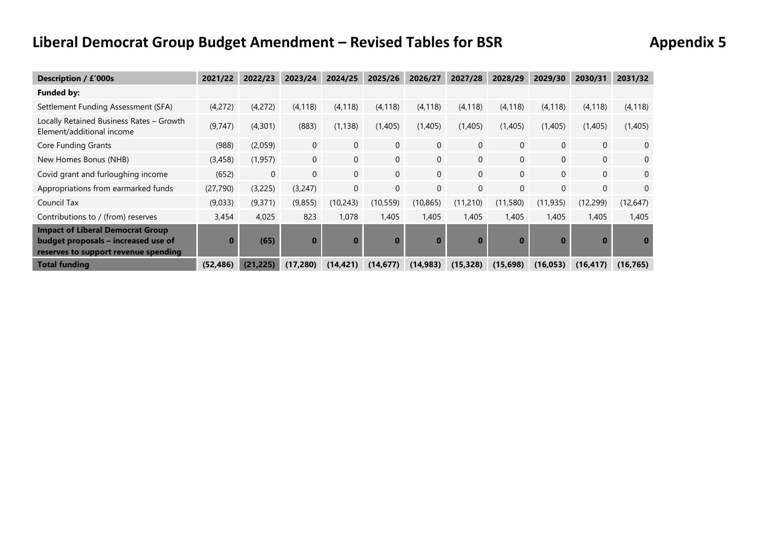# Liberal Democrat Group Budget Amendment – Revised Tables for BSR

**Appendix 5**

| Description / £'000s | 2021/22 | 2022/23 | 2023/24 | 2024/25 | 2025/26 | 2026/27 | 2027/28 | 2028/29 | 2029/30 | 2030/31 | 2031/32 |
|---|---|---|---|---|---|---|---|---|---|---|---|
| **Funded by:** | | | | | | | | | | | |
| Settlement Funding Assessment (SFA) | (4,272) | (4,272) | (4,118) | (4,118) | (4,118) | (4,118) | (4,118) | (4,118) | (4,118) | (4,118) | (4,118) |
| Locally Retained Business Rates – Growth Element/additional income | (9,747) | (4,301) | (883) | (1,138) | (1,405) | (1,405) | (1,405) | (1,405) | (1,405) | (1,405) | (1,405) |
| Core Funding Grants | (988) | (2,059) | 0 | 0 | 0 | 0 | 0 | 0 | 0 | 0 | 0 |
| New Homes Bonus (NHB) | (3,458) | (1,957) | 0 | 0 | 0 | 0 | 0 | 0 | 0 | 0 | 0 |
| Covid grant and furloughing income | (652) | 0 | 0 | 0 | 0 | 0 | 0 | 0 | 0 | 0 | 0 |
| Appropriations from earmarked funds | (27,790) | (3,225) | (3,247) | 0 | 0 | 0 | 0 | 0 | 0 | 0 | 0 |
| Council Tax | (9,033) | (9,371) | (9,855) | (10,243) | (10,559) | (10,865) | (11,210) | (11,580) | (11,935) | (12,299) | (12,647) |
| Contributions to / (from) reserves | 3,454 | 4,025 | 823 | 1,078 | 1,405 | 1,405 | 1,405 | 1,405 | 1,405 | 1,405 | 1,405 |
| **Impact of Liberal Democrat Group budget proposals – increased use of reserves to support revenue spending** | **0** | **(65)** | **0** | **0** | **0** | **0** | **0** | **0** | **0** | **0** | **0** |
| **Total funding** | **(52,486)** | **(21,225)** | **(17,280)** | **(14,421)** | **(14,677)** | **(14,983)** | **(15,328)** | **(15,698)** | **(16,053)** | **(16,417)** | **(16,765)** |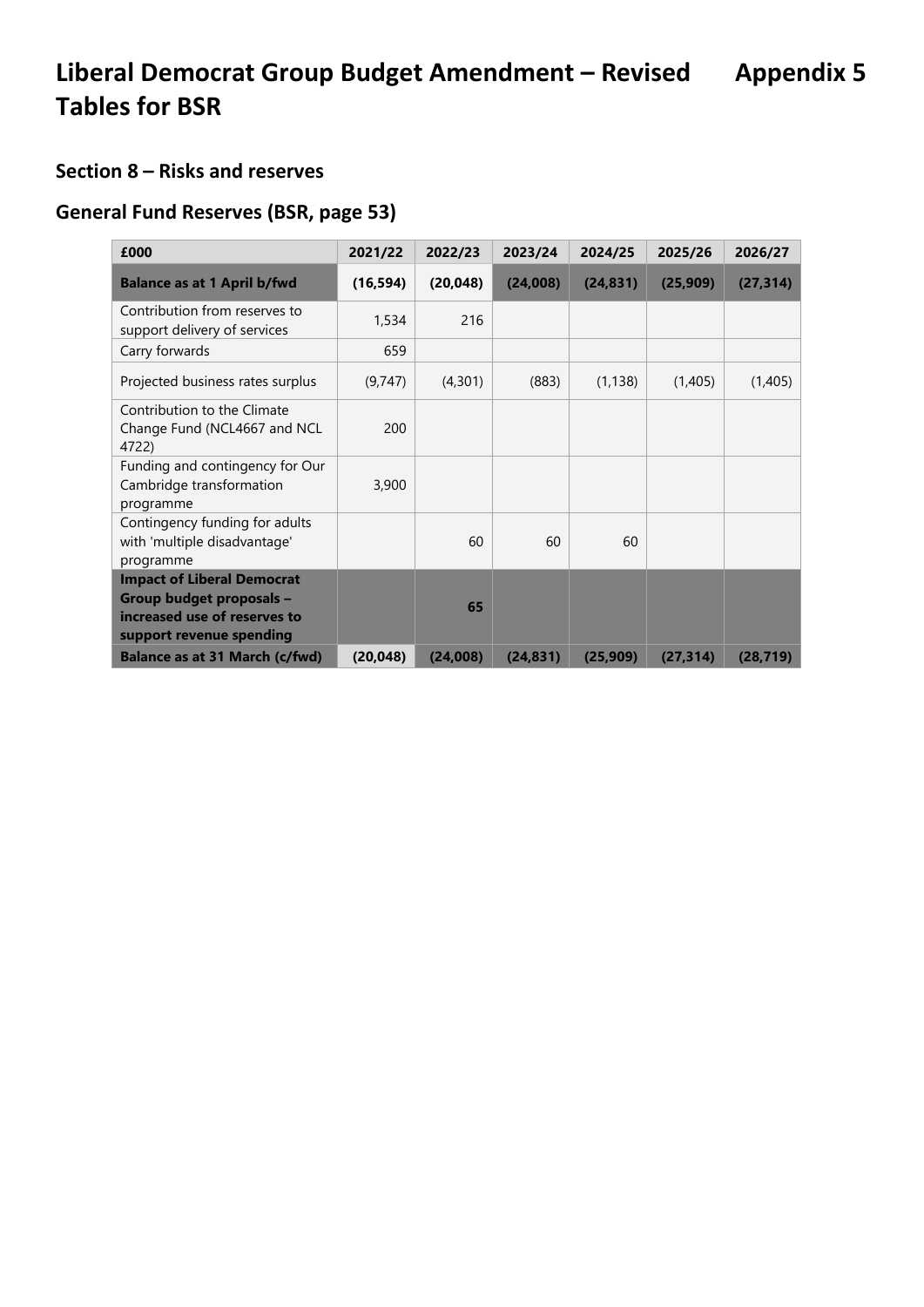# Liberal Democrat Group Budget Amendment – Revised Tables for BSR

**Appendix 5**

## Section 8 – Risks and reserves

## General Fund Reserves (BSR, page 53)

| £000 | 2021/22 | 2022/23 | 2023/24 | 2024/25 | 2025/26 | 2026/27 |
|---|---|---|---|---|---|---|
| **Balance as at 1 April b/fwd** | **(16,594)** | **(20,048)** | **(24,008)** | **(24,831)** | **(25,909)** | **(27,314)** |
| Contribution from reserves to support delivery of services | 1,534 | 216 | | | | |
| Carry forwards | 659 | | | | | |
| Projected business rates surplus | (9,747) | (4,301) | (883) | (1,138) | (1,405) | (1,405) |
| Contribution to the Climate Change Fund (NCL4667 and NCL 4722) | 200 | | | | | |
| Funding and contingency for Our Cambridge transformation programme | 3,900 | | | | | |
| Contingency funding for adults with 'multiple disadvantage' programme | | 60 | 60 | 60 | | |
| **Impact of Liberal Democrat Group budget proposals – increased use of reserves to support revenue spending** | | **65** | | | | |
| **Balance as at 31 March (c/fwd)** | **(20,048)** | **(24,008)** | **(24,831)** | **(25,909)** | **(27,314)** | **(28,719)** |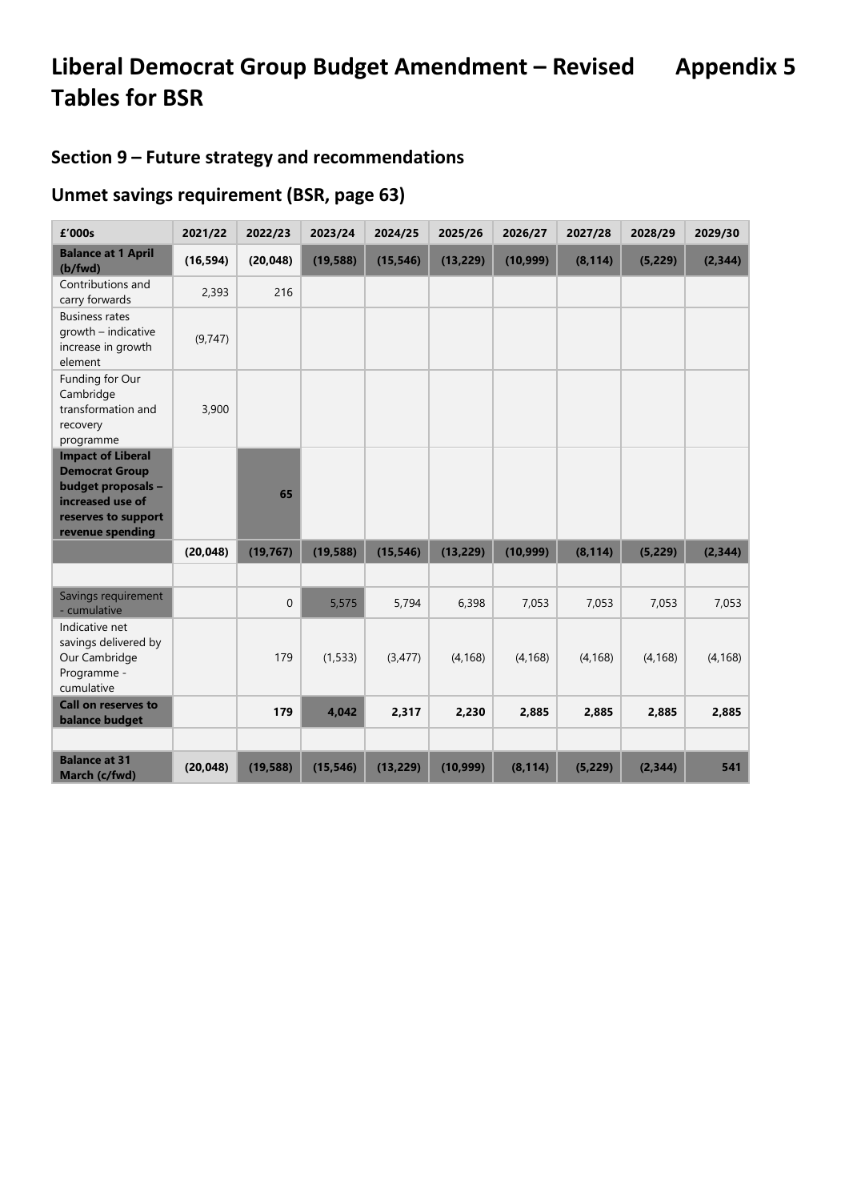# Liberal Democrat Group Budget Amendment – Revised Tables for BSR

Appendix 5

## Section 9 – Future strategy and recommendations

## Unmet savings requirement (BSR, page 63)

| £'000s | 2021/22 | 2022/23 | 2023/24 | 2024/25 | 2025/26 | 2026/27 | 2027/28 | 2028/29 | 2029/30 |
|---|---|---|---|---|---|---|---|---|---|
| **Balance at 1 April (b/fwd)** | **(16,594)** | **(20,048)** | **(19,588)** | **(15,546)** | **(13,229)** | **(10,999)** | **(8,114)** | **(5,229)** | **(2,344)** |
| Contributions and carry forwards | 2,393 | 216 | | | | | | | |
| Business rates growth – indicative increase in growth element | (9,747) | | | | | | | | |
| Funding for Our Cambridge transformation and recovery programme | 3,900 | | | | | | | | |
| **Impact of Liberal Democrat Group budget proposals – increased use of reserves to support revenue spending** | | **65** | | | | | | | |
| | **(20,048)** | **(19,767)** | **(19,588)** | **(15,546)** | **(13,229)** | **(10,999)** | **(8,114)** | **(5,229)** | **(2,344)** |
| | | | | | | | | | |
| Savings requirement - cumulative | | 0 | 5,575 | 5,794 | 6,398 | 7,053 | 7,053 | 7,053 | 7,053 |
| Indicative net savings delivered by Our Cambridge Programme - cumulative | | 179 | (1,533) | (3,477) | (4,168) | (4,168) | (4,168) | (4,168) | (4,168) |
| **Call on reserves to balance budget** | | **179** | **4,042** | **2,317** | **2,230** | **2,885** | **2,885** | **2,885** | **2,885** |
| | | | | | | | | | |
| **Balance at 31 March (c/fwd)** | **(20,048)** | **(19,588)** | **(15,546)** | **(13,229)** | **(10,999)** | **(8,114)** | **(5,229)** | **(2,344)** | **541** |